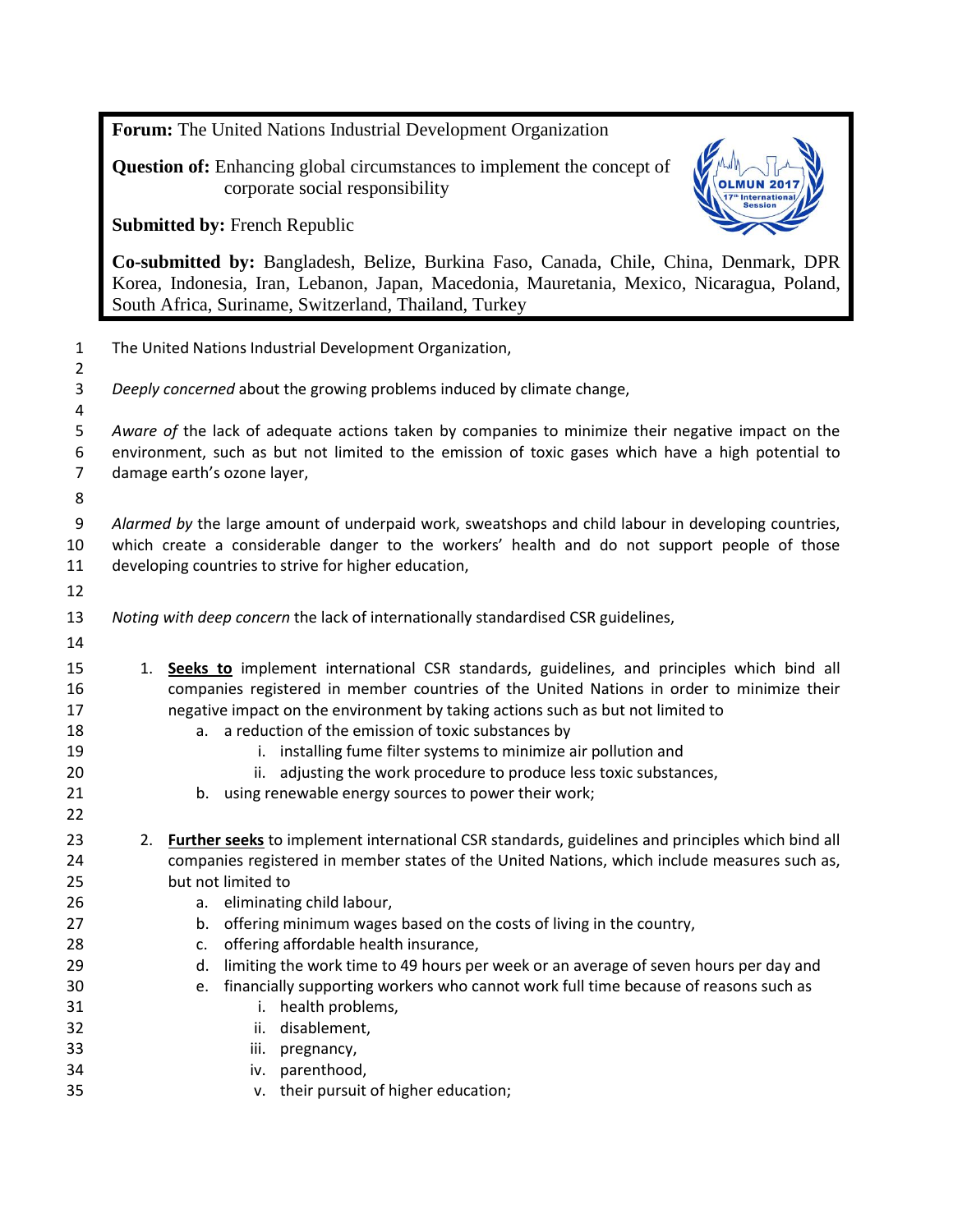**Forum:** The United Nations Industrial Development Organization

**Question of:** Enhancing global circumstances to implement the concept of corporate social responsibility

**Submitted by:** French Republic

**Co-submitted by:** Bangladesh, Belize, Burkina Faso, Canada, Chile, China, Denmark, DPR Korea, Indonesia, Iran, Lebanon, Japan, Macedonia, Mauretania, Mexico, Nicaragua, Poland, South Africa, Suriname, Switzerland, Thailand, Turkey

The United Nations Industrial Development Organization,

*Deeply concerned* about the growing problems induced by climate change,

*Aware of* the lack of adequate actions taken by companies to minimize their negative impact on the environment, such as but not limited to the emission of toxic gases which have a high potential to damage earth's ozone layer,

*Alarmed by* the large amount of underpaid work, sweatshops and child labour in developing countries, which create a considerable danger to the workers' health and do not support people of those developing countries to strive for higher education,

*Noting with deep concern* the lack of internationally standardised CSR guidelines,

1. **Seeks to** implement international CSR standards, guidelines, and principles which bind all companies registered in member countries of the United Nations in order to minimize their negative impact on the environment by taking actions such as but not limited to
    a. a reduction of the emission of toxic substances by
        i. installing fume filter systems to minimize air pollution and
        ii. adjusting the work procedure to produce less toxic substances,
    b. using renewable energy sources to power their work;

2. **Further seeks** to implement international CSR standards, guidelines and principles which bind all companies registered in member states of the United Nations, which include measures such as, but not limited to
    a. eliminating child labour,
    b. offering minimum wages based on the costs of living in the country,
    c. offering affordable health insurance,
    d. limiting the work time to 49 hours per week or an average of seven hours per day and
    e. financially supporting workers who cannot work full time because of reasons such as
        i. health problems,
        ii. disablement,
        iii. pregnancy,
        iv. parenthood,
        v. their pursuit of higher education;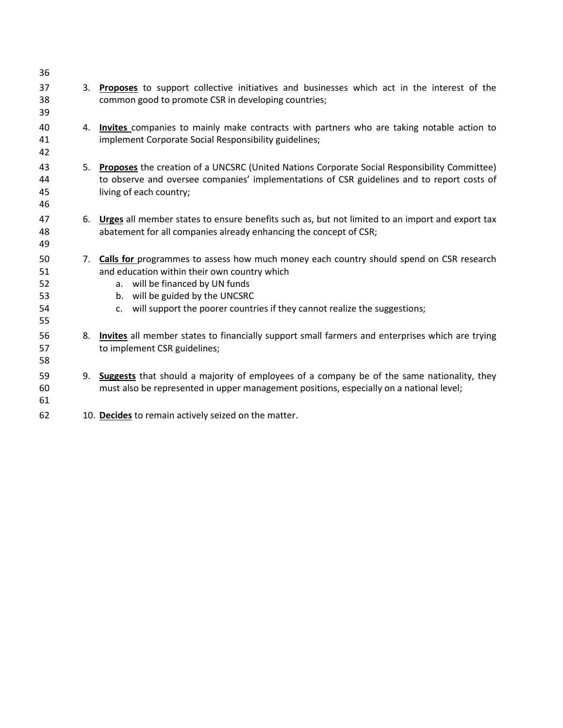3. **Proposes** to support collective initiatives and businesses which act in the interest of the common good to promote CSR in developing countries;

4. **Invites** companies to mainly make contracts with partners who are taking notable action to implement Corporate Social Responsibility guidelines;

5. **Proposes** the creation of a UNCSRC (United Nations Corporate Social Responsibility Committee) to observe and oversee companies' implementations of CSR guidelines and to report costs of living of each country;

6. **Urges** all member states to ensure benefits such as, but not limited to an import and export tax abatement for all companies already enhancing the concept of CSR;

7. **Calls for** programmes to assess how much money each country should spend on CSR research and education within their own country which
   a. will be financed by UN funds
   b. will be guided by the UNCSRC
   c. will support the poorer countries if they cannot realize the suggestions;

8. **Invites** all member states to financially support small farmers and enterprises which are trying to implement CSR guidelines;

9. **Suggests** that should a majority of employees of a company be of the same nationality, they must also be represented in upper management positions, especially on a national level;

10. **Decides** to remain actively seized on the matter.